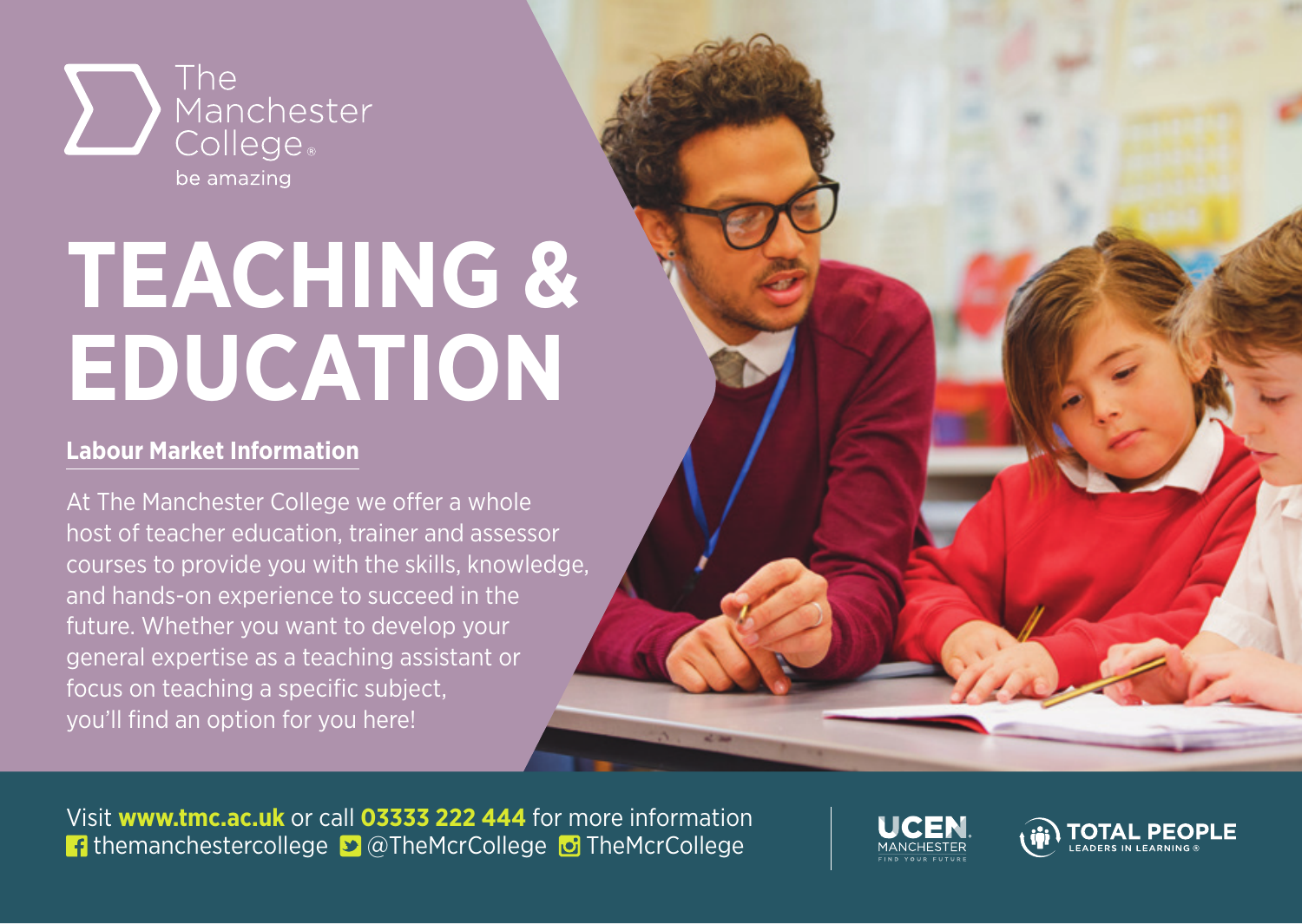The Manchester College

be amazing

# TEACHING & EDUCATION

## Labour Market Information

At The Manchester College we offer a whole host of teacher education, trainer and assessor courses to provide you with the skills, knowledge, and hands-on experience to succeed in the future. Whether you want to develop your general expertise as a teaching assistant or focus on teaching a specific subject, you'll find an option for you here!

Visit **www.tmc.ac.uk** or call **03333 222 444** for more information

themanchestercollege @TheMcrCollege TheMcrCollege

UCEN MANCHESTER FIND YOUR FUTURE

TOTAL PEOPLE LEADERS IN LEARNING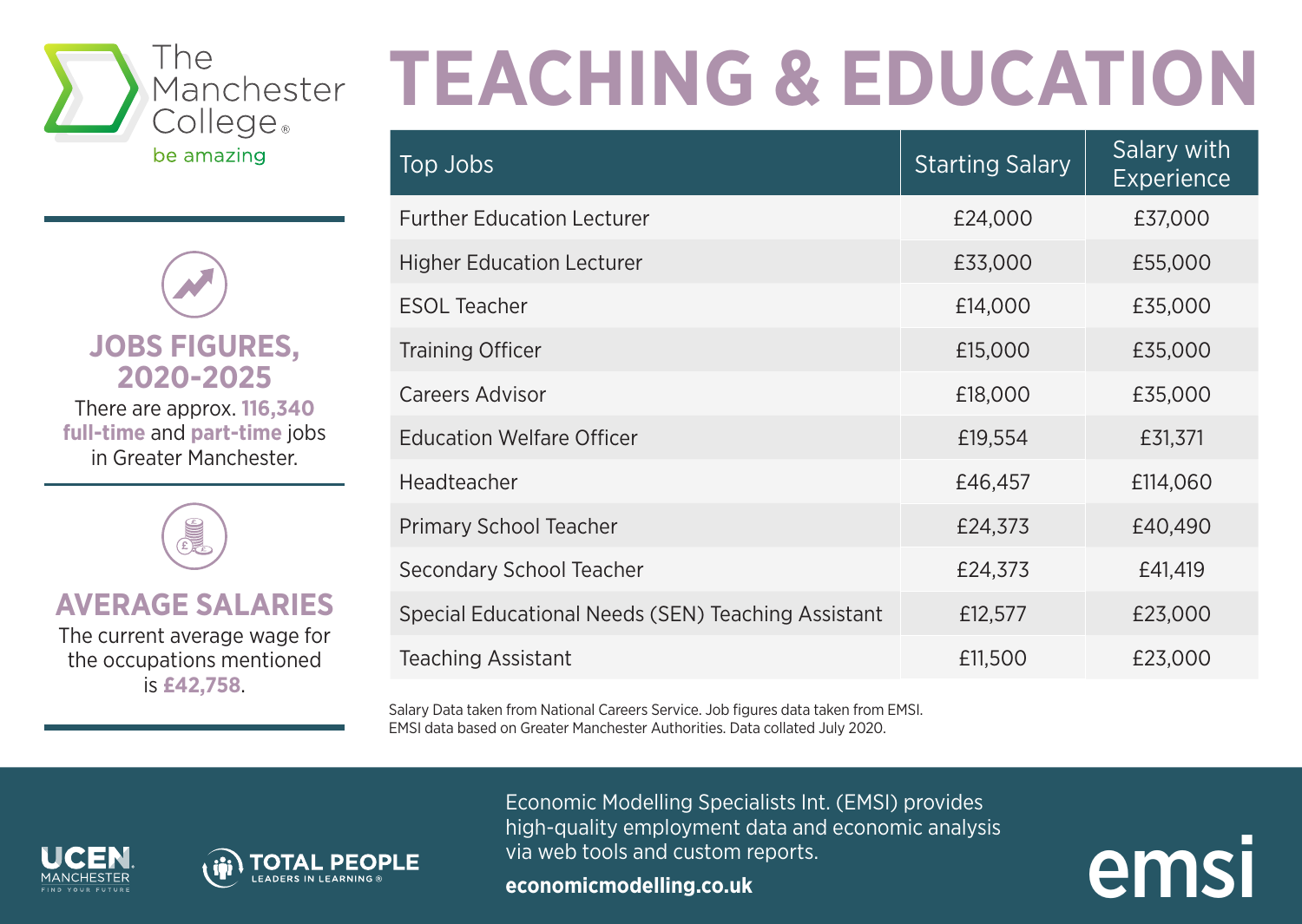The Manchester College®
be amazing

# TEACHING & EDUCATION

## JOBS FIGURES, 2020-2025

There are approx. **116,340 full-time** and **part-time** jobs in Greater Manchester.

## AVERAGE SALARIES

The current average wage for the occupations mentioned is **£42,758**.

| Top Jobs | Starting Salary | Salary with Experience |
| --- | --- | --- |
| Further Education Lecturer | £24,000 | £37,000 |
| Higher Education Lecturer | £33,000 | £55,000 |
| ESOL Teacher | £14,000 | £35,000 |
| Training Officer | £15,000 | £35,000 |
| Careers Advisor | £18,000 | £35,000 |
| Education Welfare Officer | £19,554 | £31,371 |
| Headteacher | £46,457 | £114,060 |
| Primary School Teacher | £24,373 | £40,490 |
| Secondary School Teacher | £24,373 | £41,419 |
| Special Educational Needs (SEN) Teaching Assistant | £12,577 | £23,000 |
| Teaching Assistant | £11,500 | £23,000 |

Salary Data taken from National Careers Service. Job figures data taken from EMSI.
EMSI data based on Greater Manchester Authorities. Data collated July 2020.

UCEN MANCHESTER FIND YOUR FUTURE

TOTAL PEOPLE LEADERS IN LEARNING®

Economic Modelling Specialists Int. (EMSI) provides high-quality employment data and economic analysis via web tools and custom reports.

**economicmodelling.co.uk**

emsi